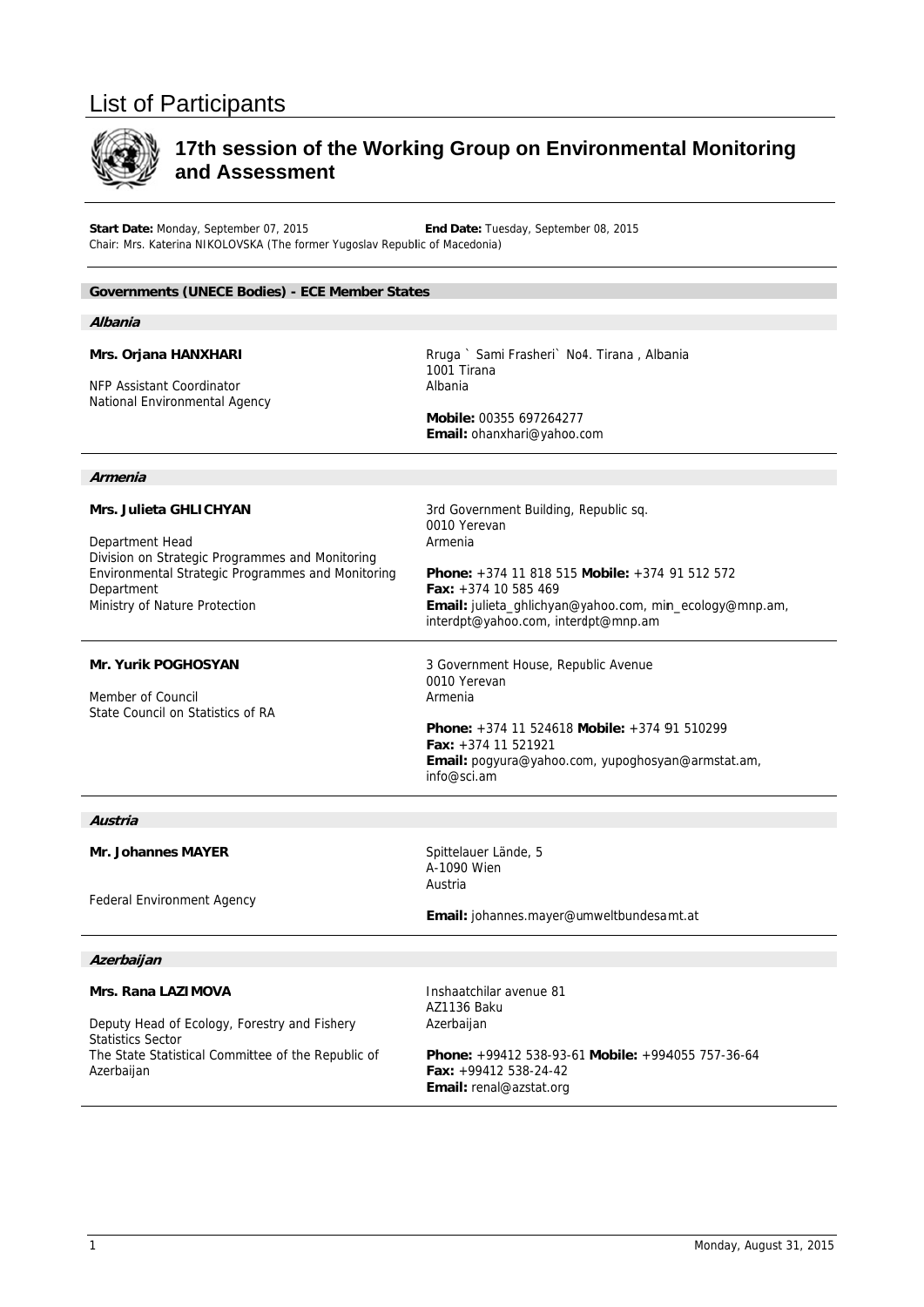# List of Participants

## 17th session of the Working Group on Environmental Monitoring and Assessment

**Start Date:** Monday, September 07, 2015 **End Date:** Tuesday, September 08, 2015
Chair: Mrs. Katerina NIKOLOVSKA (The former Yugoslav Republic of Macedonia)

### Governments (UNECE Bodies) - ECE Member States

#### *Albania*

**Mrs. Orjana HANXHARI**

NFP Assistant Coordinator
National Environmental Agency

Rruga ` Sami Frasheri` No4. Tirana , Albania
1001 Tirana
Albania

**Mobile:** 00355 697264277
**Email:** ohanxhari@yahoo.com

---

#### *Armenia*

**Mrs. Julieta GHLICHYAN**

Department Head
Division on Strategic Programmes and Monitoring
Environmental Strategic Programmes and Monitoring Department
Ministry of Nature Protection

3rd Government Building, Republic sq.
0010 Yerevan
Armenia

**Phone:** +374 11 818 515 **Mobile:** +374 91 512 572
**Fax:** +374 10 585 469
**Email:** julieta_ghlichyan@yahoo.com, min_ecology@mnp.am, interdpt@yahoo.com, interdpt@mnp.am

---

**Mr. Yurik POGHOSYAN**

Member of Council
State Council on Statistics of RA

3 Government House, Republic Avenue
0010 Yerevan
Armenia

**Phone:** +374 11 524618 **Mobile:** +374 91 510299
**Fax:** +374 11 521921
**Email:** pogyura@yahoo.com, yupoghosyan@armstat.am, info@sci.am

---

#### *Austria*

**Mr. Johannes MAYER**

Federal Environment Agency

Spittelauer Lände, 5
A-1090 Wien
Austria

**Email:** johannes.mayer@umweltbundesamt.at

---

#### *Azerbaijan*

**Mrs. Rana LAZIMOVA**

Deputy Head of Ecology, Forestry and Fishery Statistics Sector
The State Statistical Committee of the Republic of Azerbaijan

Inshaatchilar avenue 81
AZ1136 Baku
Azerbaijan

**Phone:** +99412 538-93-61 **Mobile:** +994055 757-36-64
**Fax:** +99412 538-24-42
**Email:** renal@azstat.org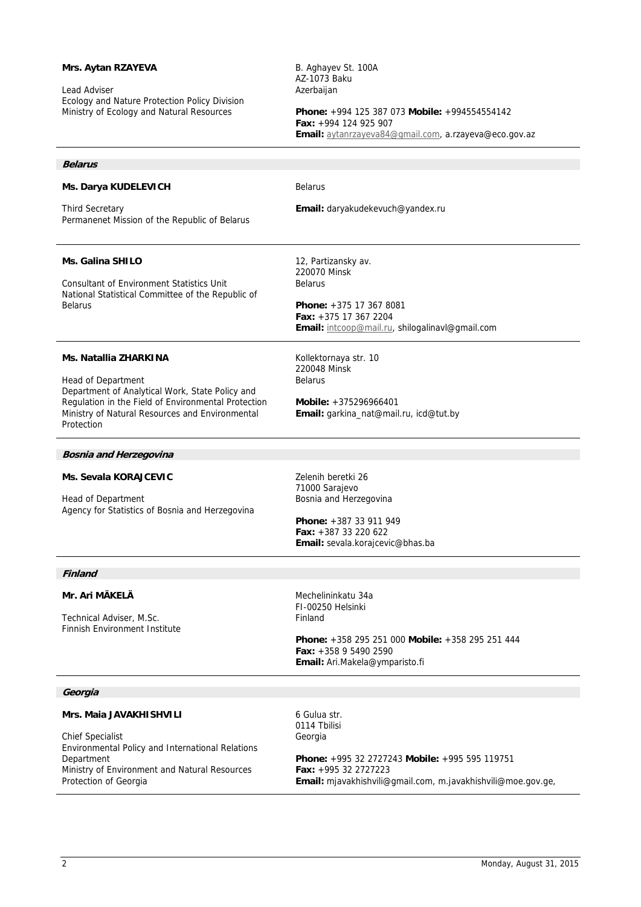**Mrs. Aytan RZAYEVA**

Lead Adviser
Ecology and Nature Protection Policy Division
Ministry of Ecology and Natural Resources

B. Aghayev St. 100A
AZ-1073 Baku
Azerbaijan

**Phone:** +994 125 387 073 **Mobile:** +994554554142
**Fax:** +994 124 925 907
**Email:** aytanrzayeva84@gmail.com, a.rzayeva@eco.gov.az

---

### *Belarus*

**Ms. Darya KUDELEVICH**

Third Secretary
Permanenet Mission of the Republic of Belarus

Belarus

**Email:** daryakudekevuch@yandex.ru

---

**Ms. Galina SHILO**

Consultant of Environment Statistics Unit
National Statistical Committee of the Republic of Belarus

12, Partizansky av.
220070 Minsk
Belarus

**Phone:** +375 17 367 8081
**Fax:** +375 17 367 2204
**Email:** intcoop@mail.ru, shilogalinavl@gmail.com

---

**Ms. Natallia ZHARKINA**

Head of Department
Department of Analytical Work, State Policy and Regulation in the Field of Environmental Protection
Ministry of Natural Resources and Environmental Protection

Kollektornaya str. 10
220048 Minsk
Belarus

**Mobile:** +375296966401
**Email:** garkina_nat@mail.ru, icd@tut.by

---

### *Bosnia and Herzegovina*

**Ms. Sevala KORAJCEVIC**

Head of Department
Agency for Statistics of Bosnia and Herzegovina

Zelenih beretki 26
71000 Sarajevo
Bosnia and Herzegovina

**Phone:** +387 33 911 949
**Fax:** +387 33 220 622
**Email:** sevala.korajcevic@bhas.ba

---

### *Finland*

**Mr. Ari MÄKELÄ**

Technical Adviser, M.Sc.
Finnish Environment Institute

Mechelininkatu 34a
FI-00250 Helsinki
Finland

**Phone:** +358 295 251 000 **Mobile:** +358 295 251 444
**Fax:** +358 9 5490 2590
**Email:** Ari.Makela@ymparisto.fi

---

### *Georgia*

**Mrs. Maia JAVAKHISHVILI**

Chief Specialist
Environmental Policy and International Relations Department
Ministry of Environment and Natural Resources Protection of Georgia

6 Gulua str.
0114 Tbilisi
Georgia

**Phone:** +995 32 2727243 **Mobile:** +995 595 119751
**Fax:** +995 32 2727223
**Email:** mjavakhishvili@gmail.com, m.javakhishvili@moe.gov.ge,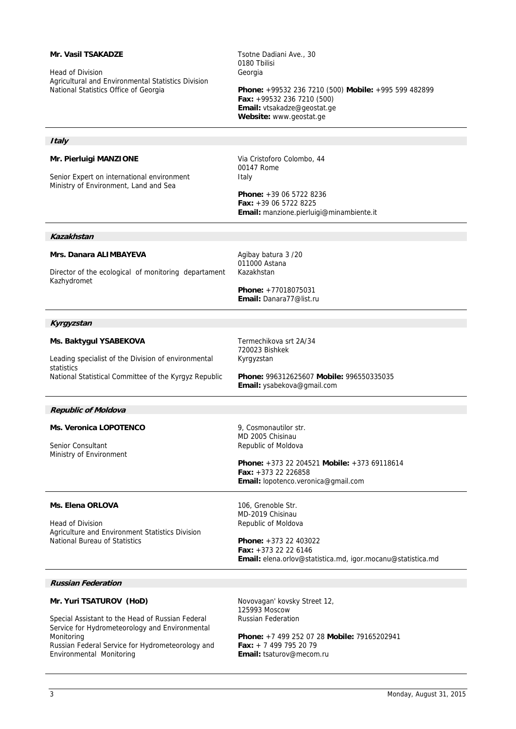**Mr. Vasil TSAKADZE**

Head of Division
Agricultural and Environmental Statistics Division
National Statistics Office of Georgia

Tsotne Dadiani Ave., 30
0180 Tbilisi
Georgia

**Phone:** +99532 236 7210 (500) **Mobile:** +995 599 482899
**Fax:** +99532 236 7210 (500)
**Email:** vtsakadze@geostat.ge
**Website:** www.geostat.ge

---

***Italy***

**Mr. Pierluigi MANZIONE**

Senior Expert on international environment
Ministry of Environment, Land and Sea

Via Cristoforo Colombo, 44
00147 Rome
Italy

**Phone:** +39 06 5722 8236
**Fax:** +39 06 5722 8225
**Email:** manzione.pierluigi@minambiente.it

---

***Kazakhstan***

**Mrs. Danara ALIMBAYEVA**

Director of the ecological of monitoring departament
Kazhydromet

Agibay batura 3 /20
011000 Astana
Kazakhstan

**Phone:** +77018075031
**Email:** Danara77@list.ru

---

***Kyrgyzstan***

**Ms. Baktygul YSABEKOVA**

Leading specialist of the Division of environmental statistics
National Statistical Committee of the Kyrgyz Republic

Termechikova srt 2A/34
720023 Bishkek
Kyrgyzstan

**Phone:** 996312625607 **Mobile:** 996550335035
**Email:** ysabekova@gmail.com

---

***Republic of Moldova***

**Ms. Veronica LOPOTENCO**

Senior Consultant
Ministry of Environment

9, Cosmonautilor str.
MD 2005 Chisinau
Republic of Moldova

**Phone:** +373 22 204521 **Mobile:** +373 69118614
**Fax:** +373 22 226858
**Email:** lopotenco.veronica@gmail.com

---

**Ms. Elena ORLOVA**

Head of Division
Agriculture and Environment Statistics Division
National Bureau of Statistics

106, Grenoble Str.
MD-2019 Chisinau
Republic of Moldova

**Phone:** +373 22 403022
**Fax:** +373 22 22 6146
**Email:** elena.orlov@statistica.md, igor.mocanu@statistica.md

---

***Russian Federation***

**Mr. Yuri TSATUROV (HoD)**

Special Assistant to the Head of Russian Federal Service for Hydrometeorology and Environmental Monitoring
Russian Federal Service for Hydrometeorology and Environmental Monitoring

Novovagan' kovsky Street 12,
125993 Moscow
Russian Federation

**Phone:** +7 499 252 07 28 **Mobile:** 79165202941
**Fax:** + 7 499 795 20 79
**Email:** tsaturov@mecom.ru

---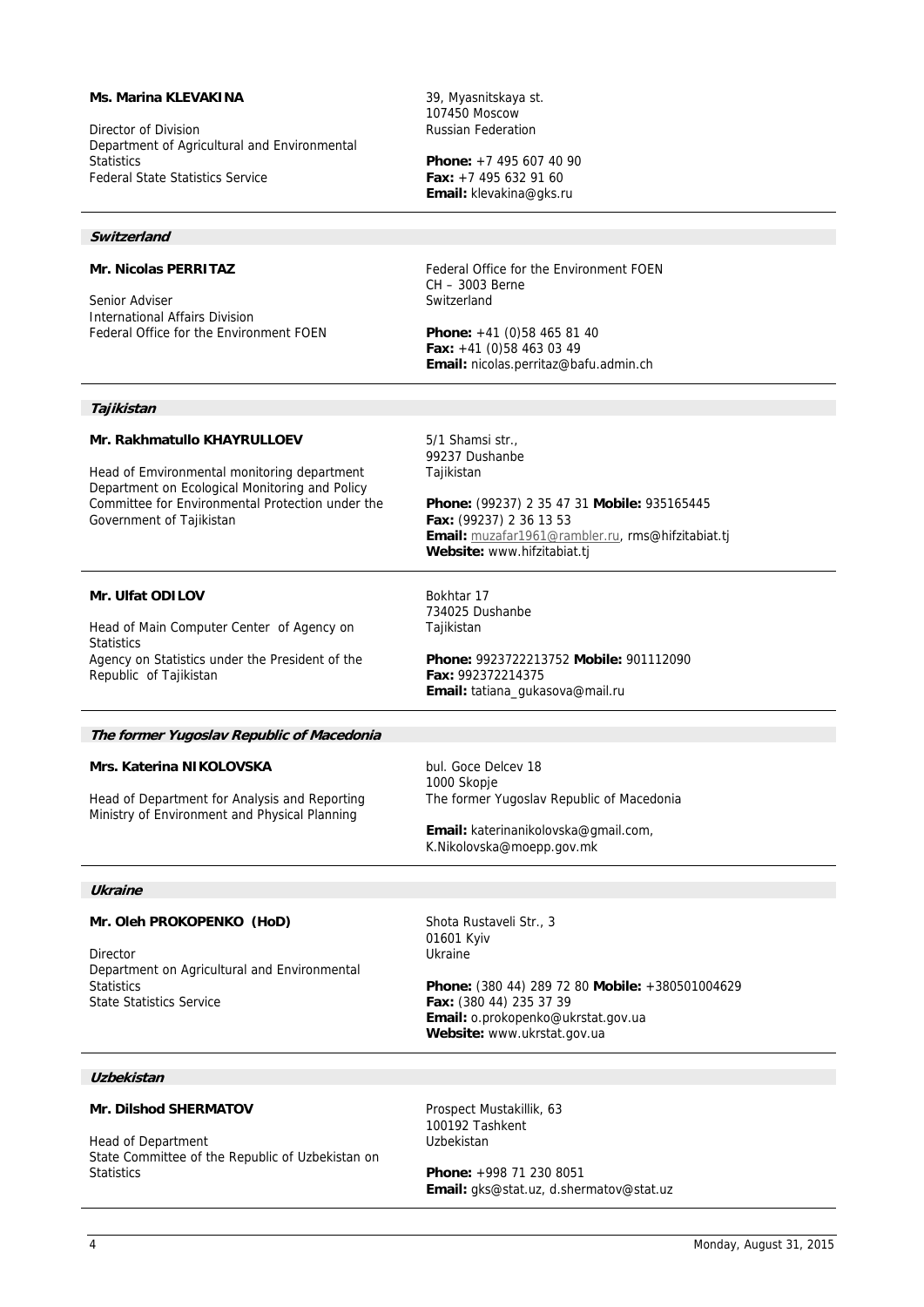**Ms. Marina KLEVAKINA**

Director of Division
Department of Agricultural and Environmental Statistics
Federal State Statistics Service

39, Myasnitskaya st.
107450 Moscow
Russian Federation

**Phone:** +7 495 607 40 90
**Fax:** +7 495 632 91 60
**Email:** klevakina@gks.ru

---

### *Switzerland*

**Mr. Nicolas PERRITAZ**

Senior Adviser
International Affairs Division
Federal Office for the Environment FOEN

Federal Office for the Environment FOEN
CH – 3003 Berne
Switzerland

**Phone:** +41 (0)58 465 81 40
**Fax:** +41 (0)58 463 03 49
**Email:** nicolas.perritaz@bafu.admin.ch

---

### *Tajikistan*

**Mr. Rakhmatullo KHAYRULLOEV**

Head of Emvironmental monitoring department
Department on Ecological Monitoring and Policy
Committee for Environmental Protection under the Government of Tajikistan

5/1 Shamsi str.,
99237 Dushanbe
Tajikistan

**Phone:** (99237) 2 35 47 31 **Mobile:** 935165445
**Fax:** (99237) 2 36 13 53
**Email:** muzafar1961@rambler.ru, rms@hifzitabiat.tj
**Website:** www.hifzitabiat.tj

---

**Mr. Ulfat ODILOV**

Head of Main Computer Center of Agency on Statistics
Agency on Statistics under the President of the Republic of Tajikistan

Bokhtar 17
734025 Dushanbe
Tajikistan

**Phone:** 9923722213752 **Mobile:** 901112090
**Fax:** 992372214375
**Email:** tatiana_gukasova@mail.ru

---

### *The former Yugoslav Republic of Macedonia*

**Mrs. Katerina NIKOLOVSKA**

Head of Department for Analysis and Reporting
Ministry of Environment and Physical Planning

bul. Goce Delcev 18
1000 Skopje
The former Yugoslav Republic of Macedonia

**Email:** katerinanikolovska@gmail.com, K.Nikolovska@moepp.gov.mk

---

### *Ukraine*

**Mr. Oleh PROKOPENKO (HoD)**

Director
Department on Agricultural and Environmental Statistics
State Statistics Service

Shota Rustaveli Str., 3
01601 Kyiv
Ukraine

**Phone:** (380 44) 289 72 80 **Mobile:** +380501004629
**Fax:** (380 44) 235 37 39
**Email:** o.prokopenko@ukrstat.gov.ua
**Website:** www.ukrstat.gov.ua

---

### *Uzbekistan*

**Mr. Dilshod SHERMATOV**

Head of Department
State Committee of the Republic of Uzbekistan on Statistics

Prospect Mustakillik, 63
100192 Tashkent
Uzbekistan

**Phone:** +998 71 230 8051
**Email:** gks@stat.uz, d.shermatov@stat.uz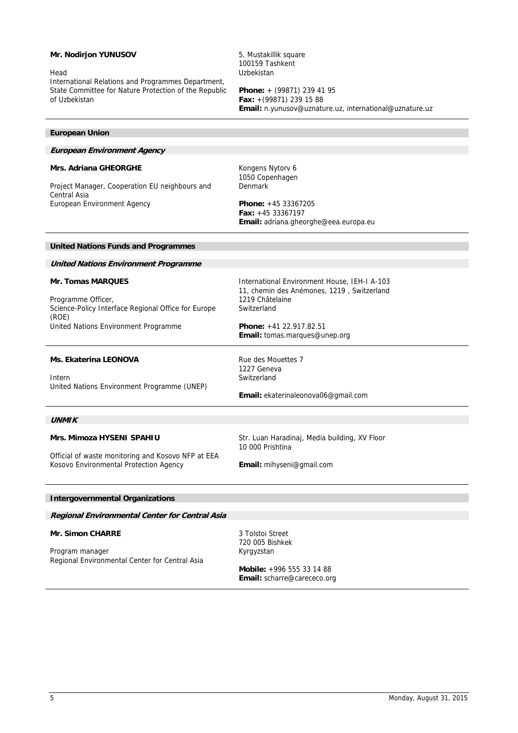**Mr. Nodirjon YUNUSOV**

Head
International Relations and Programmes Department,
State Committee for Nature Protection of the Republic of Uzbekistan

5, Mustakillik square
100159 Tashkent
Uzbekistan

**Phone:** + (99871) 239 41 95
**Fax:** +(99871) 239 15 88
**Email:** n.yunusov@uznature.uz, international@uznature.uz

## European Union

### *European Environment Agency*

**Mrs. Adriana GHEORGHE**

Project Manager, Cooperation EU neighbours and Central Asia
European Environment Agency

Kongens Nytorv 6
1050 Copenhagen
Denmark

**Phone:** +45 33367205
**Fax:** +45 33367197
**Email:** adriana.gheorghe@eea.europa.eu

## United Nations Funds and Programmes

### *United Nations Environment Programme*

**Mr. Tomas MARQUES**

Programme Officer,
Science-Policy Interface Regional Office for Europe (ROE)
United Nations Environment Programme

International Environment House, IEH-I A-103
11, chemin des Anémones, 1219 , Switzerland
1219 Châtelaine
Switzerland

**Phone:** +41 22.917.82.51
**Email:** tomas.marques@unep.org

**Ms. Ekaterina LEONOVA**

Intern
United Nations Environment Programme (UNEP)

Rue des Mouettes 7
1227 Geneva
Switzerland

**Email:** ekaterinaleonova06@gmail.com

### *UNMIK*

**Mrs. Mimoza HYSENI SPAHIU**

Official of waste monitoring and Kosovo NFP at EEA
Kosovo Environmental Protection Agency

Str. Luan Haradinaj, Media building, XV Floor
10 000 Prishtina

**Email:** mihyseni@gmail.com

## Intergovernmental Organizations

### *Regional Environmental Center for Central Asia*

**Mr. Simon CHARRE**

Program manager
Regional Environmental Center for Central Asia

3 Tolstoi Street
720 005 Bishkek
Kyrgyzstan

**Mobile:** +996 555 33 14 88
**Email:** scharre@carececo.org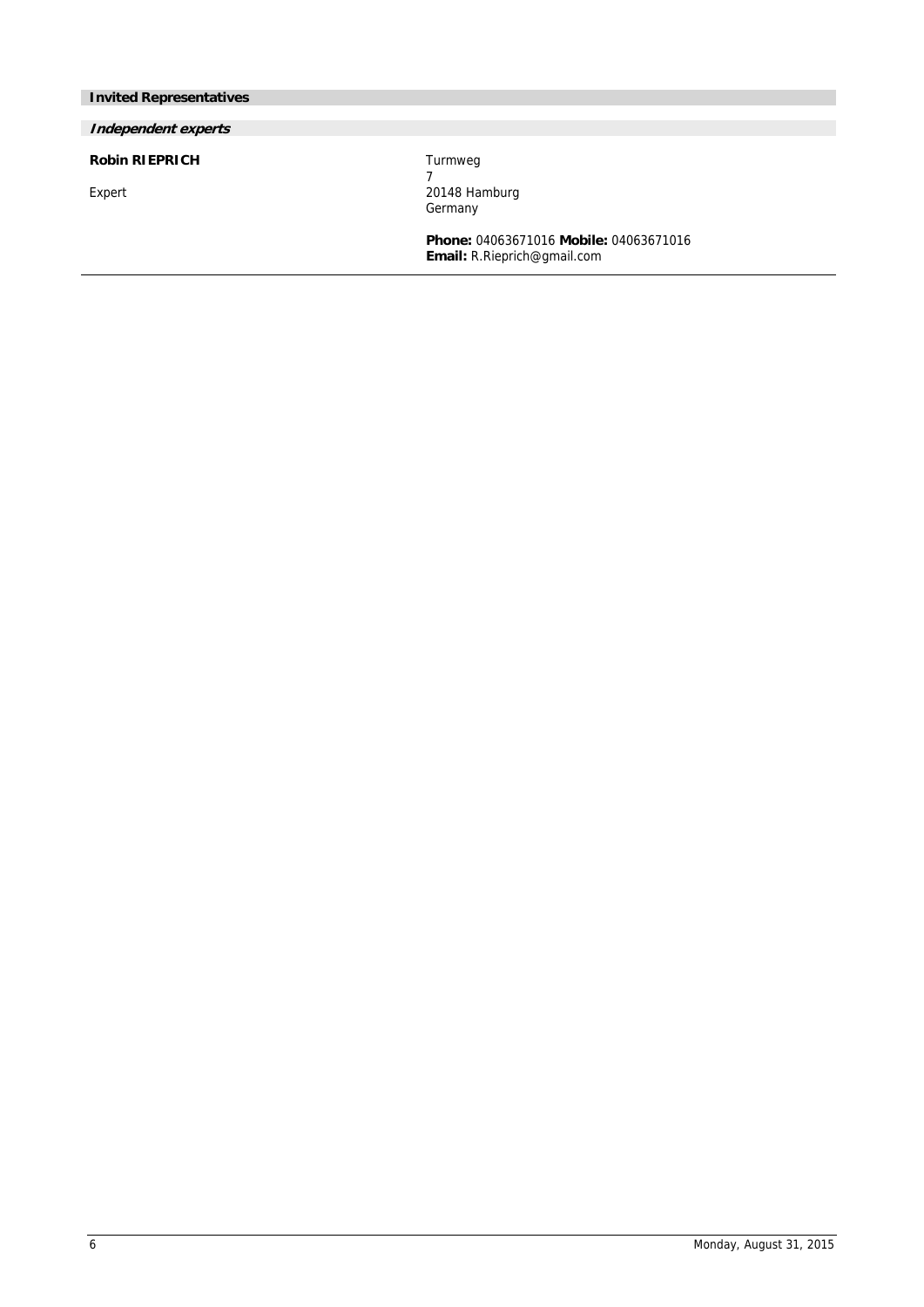## Invited Representatives

### *Independent experts*

**Robin RIEPRICH**

Expert

Turmweg
7
20148 Hamburg
Germany

**Phone:** 04063671016 **Mobile:** 04063671016
**Email:** R.Rieprich@gmail.com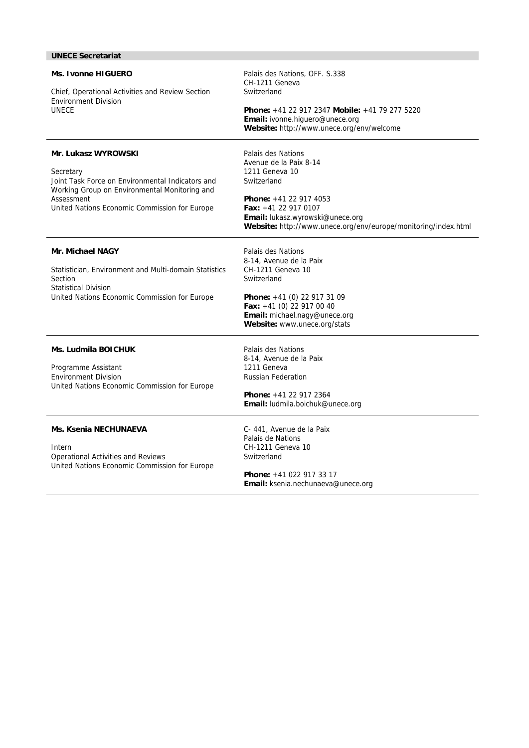## UNECE Secretariat

| | |
|---|---|
| **Ms. Ivonne HIGUERO**<br><br>Chief, Operational Activities and Review Section<br>Environment Division<br>UNECE | Palais des Nations, OFF. S.338<br>CH-1211 Geneva<br>Switzerland<br><br>**Phone:** +41 22 917 2347 **Mobile:** +41 79 277 5220<br>**Email:** ivonne.higuero@unece.org<br>**Website:** http://www.unece.org/env/welcome |
| **Mr. Lukasz WYROWSKI**<br><br>Secretary<br>Joint Task Force on Environmental Indicators and Working Group on Environmental Monitoring and Assessment<br>United Nations Economic Commission for Europe | Palais des Nations<br>Avenue de la Paix 8-14<br>1211 Geneva 10<br>Switzerland<br><br>**Phone:** +41 22 917 4053<br>**Fax:** +41 22 917 0107<br>**Email:** lukasz.wyrowski@unece.org<br>**Website:** http://www.unece.org/env/europe/monitoring/index.html |
| **Mr. Michael NAGY**<br><br>Statistician, Environment and Multi-domain Statistics Section<br>Statistical Division<br>United Nations Economic Commission for Europe | Palais des Nations<br>8-14, Avenue de la Paix<br>CH-1211 Geneva 10<br>Switzerland<br><br>**Phone:** +41 (0) 22 917 31 09<br>**Fax:** +41 (0) 22 917 00 40<br>**Email:** michael.nagy@unece.org<br>**Website:** www.unece.org/stats |
| **Ms. Ludmila BOICHUK**<br><br>Programme Assistant<br>Environment Division<br>United Nations Economic Commission for Europe | Palais des Nations<br>8-14, Avenue de la Paix<br>1211 Geneva<br>Russian Federation<br><br>**Phone:** +41 22 917 2364<br>**Email:** ludmila.boichuk@unece.org |
| **Ms. Ksenia NECHUNAEVA**<br><br>Intern<br>Operational Activities and Reviews<br>United Nations Economic Commission for Europe | C- 441, Avenue de la Paix<br>Palais de Nations<br>CH-1211 Geneva 10<br>Switzerland<br><br>**Phone:** +41 022 917 33 17<br>**Email:** ksenia.nechunaeva@unece.org |